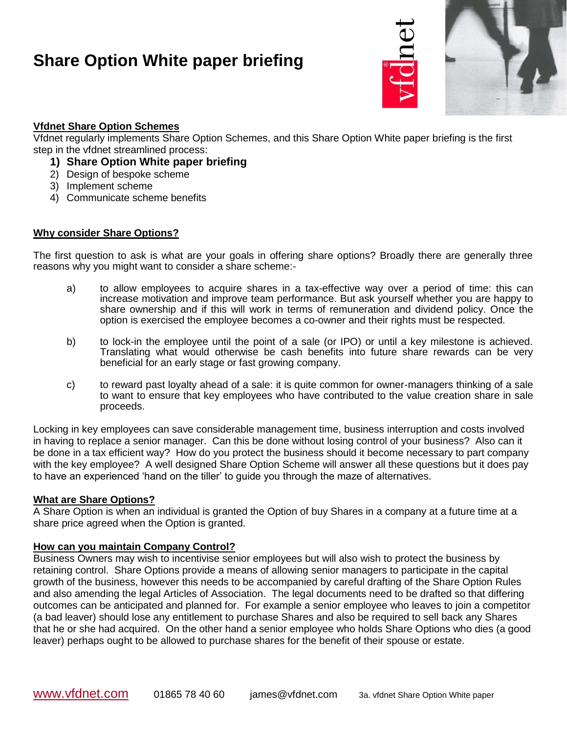# Share Option White paper briefing

## Vfdnet Share Option Schemes

Vfdnet regularly implements Share Option Schemes, and this Share Option White paper briefing is the first step in the vfdnet streamlined process:

1) **Share Option White paper briefing**
2) Design of bespoke scheme
3) Implement scheme
4) Communicate scheme benefits

## Why consider Share Options?

The first question to ask is what are your goals in offering share options? Broadly there are generally three reasons why you might want to consider a share scheme:-

a) to allow employees to acquire shares in a tax-effective way over a period of time: this can increase motivation and improve team performance. But ask yourself whether you are happy to share ownership and if this will work in terms of remuneration and dividend policy. Once the option is exercised the employee becomes a co-owner and their rights must be respected.

b) to lock-in the employee until the point of a sale (or IPO) or until a key milestone is achieved. Translating what would otherwise be cash benefits into future share rewards can be very beneficial for an early stage or fast growing company.

c) to reward past loyalty ahead of a sale: it is quite common for owner-managers thinking of a sale to want to ensure that key employees who have contributed to the value creation share in sale proceeds.

Locking in key employees can save considerable management time, business interruption and costs involved in having to replace a senior manager. Can this be done without losing control of your business? Also can it be done in a tax efficient way? How do you protect the business should it become necessary to part company with the key employee? A well designed Share Option Scheme will answer all these questions but it does pay to have an experienced 'hand on the tiller' to guide you through the maze of alternatives.

## What are Share Options?

A Share Option is when an individual is granted the Option of buy Shares in a company at a future time at a share price agreed when the Option is granted.

## How can you maintain Company Control?

Business Owners may wish to incentivise senior employees but will also wish to protect the business by retaining control. Share Options provide a means of allowing senior managers to participate in the capital growth of the business, however this needs to be accompanied by careful drafting of the Share Option Rules and also amending the legal Articles of Association. The legal documents need to be drafted so that differing outcomes can be anticipated and planned for. For example a senior employee who leaves to join a competitor (a bad leaver) should lose any entitlement to purchase Shares and also be required to sell back any Shares that he or she had acquired. On the other hand a senior employee who holds Share Options who dies (a good leaver) perhaps ought to be allowed to purchase shares for the benefit of their spouse or estate.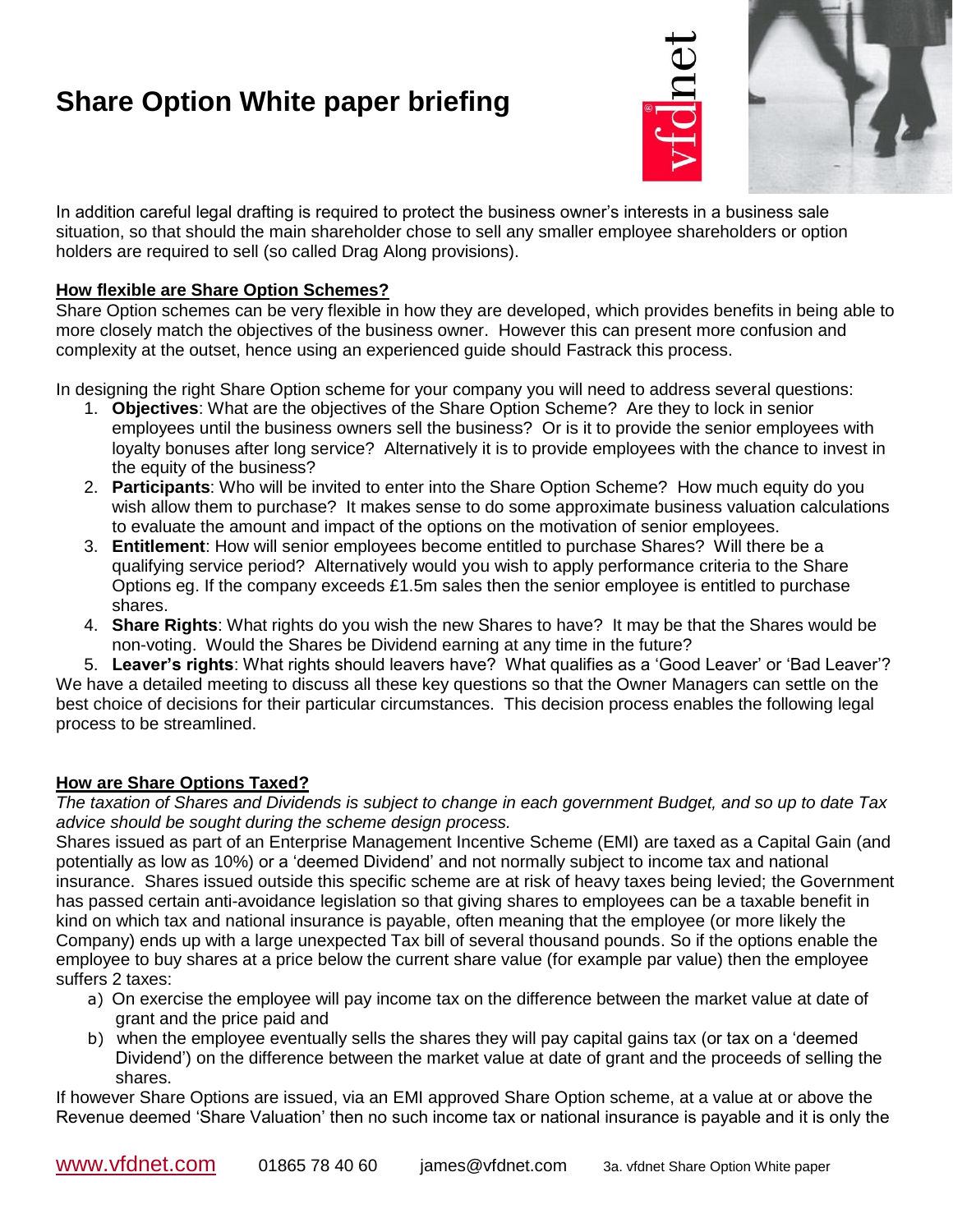# Share Option White paper briefing

In addition careful legal drafting is required to protect the business owner's interests in a business sale situation, so that should the main shareholder chose to sell any smaller employee shareholders or option holders are required to sell (so called Drag Along provisions).

## How flexible are Share Option Schemes?

Share Option schemes can be very flexible in how they are developed, which provides benefits in being able to more closely match the objectives of the business owner. However this can present more confusion and complexity at the outset, hence using an experienced guide should Fastrack this process.

In designing the right Share Option scheme for your company you will need to address several questions:

1. **Objectives**: What are the objectives of the Share Option Scheme? Are they to lock in senior employees until the business owners sell the business? Or is it to provide the senior employees with loyalty bonuses after long service? Alternatively it is to provide employees with the chance to invest in the equity of the business?
2. **Participants**: Who will be invited to enter into the Share Option Scheme? How much equity do you wish allow them to purchase? It makes sense to do some approximate business valuation calculations to evaluate the amount and impact of the options on the motivation of senior employees.
3. **Entitlement**: How will senior employees become entitled to purchase Shares? Will there be a qualifying service period? Alternatively would you wish to apply performance criteria to the Share Options eg. If the company exceeds £1.5m sales then the senior employee is entitled to purchase shares.
4. **Share Rights**: What rights do you wish the new Shares to have? It may be that the Shares would be non-voting. Would the Shares be Dividend earning at any time in the future?
5. **Leaver's rights**: What rights should leavers have? What qualifies as a 'Good Leaver' or 'Bad Leaver'?

We have a detailed meeting to discuss all these key questions so that the Owner Managers can settle on the best choice of decisions for their particular circumstances. This decision process enables the following legal process to be streamlined.

## How are Share Options Taxed?

*The taxation of Shares and Dividends is subject to change in each government Budget, and so up to date Tax advice should be sought during the scheme design process.*

Shares issued as part of an Enterprise Management Incentive Scheme (EMI) are taxed as a Capital Gain (and potentially as low as 10%) or a 'deemed Dividend' and not normally subject to income tax and national insurance. Shares issued outside this specific scheme are at risk of heavy taxes being levied; the Government has passed certain anti-avoidance legislation so that giving shares to employees can be a taxable benefit in kind on which tax and national insurance is payable, often meaning that the employee (or more likely the Company) ends up with a large unexpected Tax bill of several thousand pounds. So if the options enable the employee to buy shares at a price below the current share value (for example par value) then the employee suffers 2 taxes:

a) On exercise the employee will pay income tax on the difference between the market value at date of grant and the price paid and
b) when the employee eventually sells the shares they will pay capital gains tax (or tax on a 'deemed Dividend') on the difference between the market value at date of grant and the proceeds of selling the shares.

If however Share Options are issued, via an EMI approved Share Option scheme, at a value at or above the Revenue deemed 'Share Valuation' then no such income tax or national insurance is payable and it is only the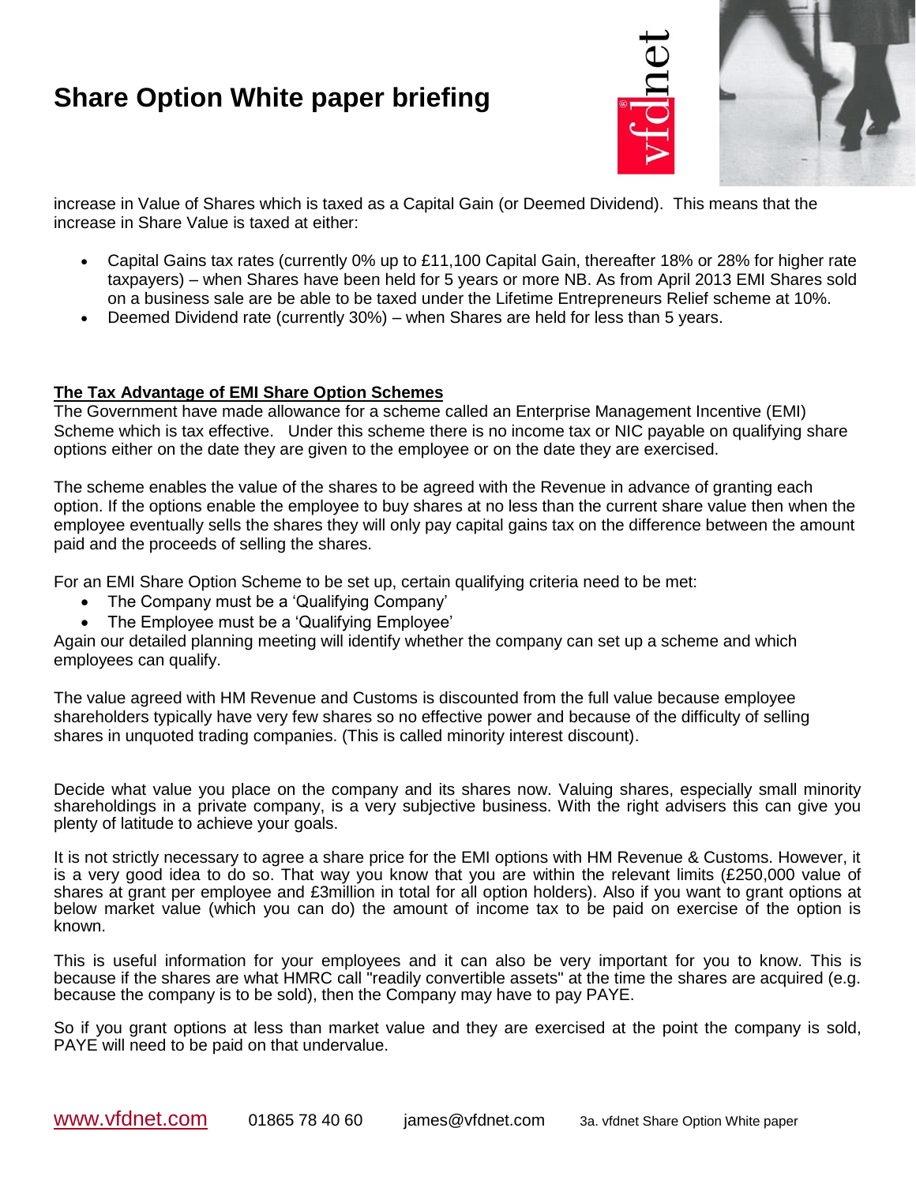increase in Value of Shares which is taxed as a Capital Gain (or Deemed Dividend). This means that the increase in Share Value is taxed at either:

- Capital Gains tax rates (currently 0% up to £11,100 Capital Gain, thereafter 18% or 28% for higher rate taxpayers) – when Shares have been held for 5 years or more NB. As from April 2013 EMI Shares sold on a business sale are be able to be taxed under the Lifetime Entrepreneurs Relief scheme at 10%.
- Deemed Dividend rate (currently 30%) – when Shares are held for less than 5 years.

**The Tax Advantage of EMI Share Option Schemes**

The Government have made allowance for a scheme called an Enterprise Management Incentive (EMI) Scheme which is tax effective. Under this scheme there is no income tax or NIC payable on qualifying share options either on the date they are given to the employee or on the date they are exercised.

The scheme enables the value of the shares to be agreed with the Revenue in advance of granting each option. If the options enable the employee to buy shares at no less than the current share value then when the employee eventually sells the shares they will only pay capital gains tax on the difference between the amount paid and the proceeds of selling the shares.

For an EMI Share Option Scheme to be set up, certain qualifying criteria need to be met:

- The Company must be a 'Qualifying Company'
- The Employee must be a 'Qualifying Employee'

Again our detailed planning meeting will identify whether the company can set up a scheme and which employees can qualify.

The value agreed with HM Revenue and Customs is discounted from the full value because employee shareholders typically have very few shares so no effective power and because of the difficulty of selling shares in unquoted trading companies. (This is called minority interest discount).

Decide what value you place on the company and its shares now. Valuing shares, especially small minority shareholdings in a private company, is a very subjective business. With the right advisers this can give you plenty of latitude to achieve your goals.

It is not strictly necessary to agree a share price for the EMI options with HM Revenue & Customs. However, it is a very good idea to do so. That way you know that you are within the relevant limits (£250,000 value of shares at grant per employee and £3million in total for all option holders). Also if you want to grant options at below market value (which you can do) the amount of income tax to be paid on exercise of the option is known.

This is useful information for your employees and it can also be very important for you to know. This is because if the shares are what HMRC call "readily convertible assets" at the time the shares are acquired (e.g. because the company is to be sold), then the Company may have to pay PAYE.

So if you grant options at less than market value and they are exercised at the point the company is sold, PAYE will need to be paid on that undervalue.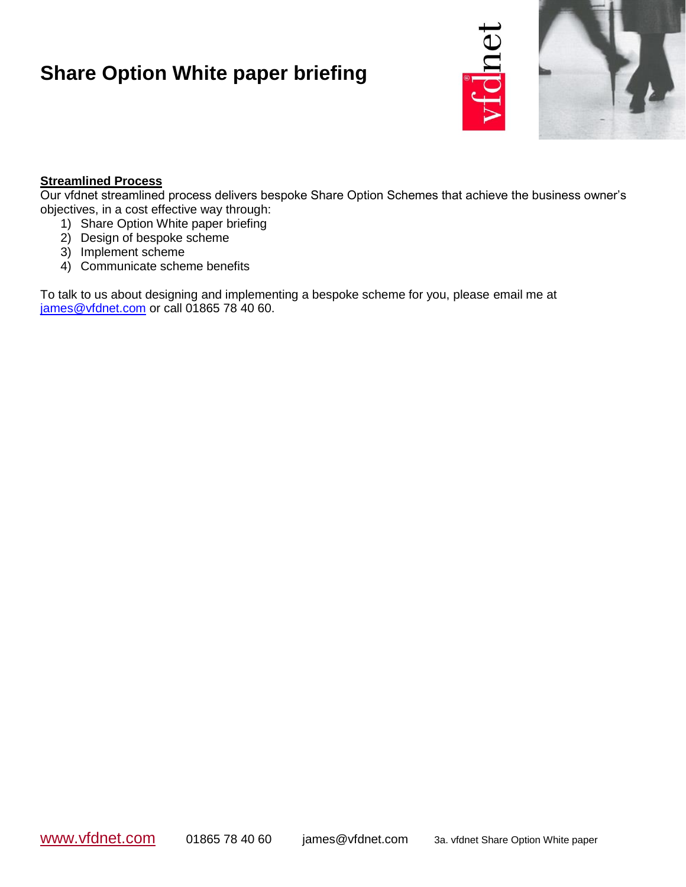# Share Option White paper briefing

**Streamlined Process**

Our vfdnet streamlined process delivers bespoke Share Option Schemes that achieve the business owner's objectives, in a cost effective way through:

1) Share Option White paper briefing
2) Design of bespoke scheme
3) Implement scheme
4) Communicate scheme benefits

To talk to us about designing and implementing a bespoke scheme for you, please email me at james@vfdnet.com or call 01865 78 40 60.